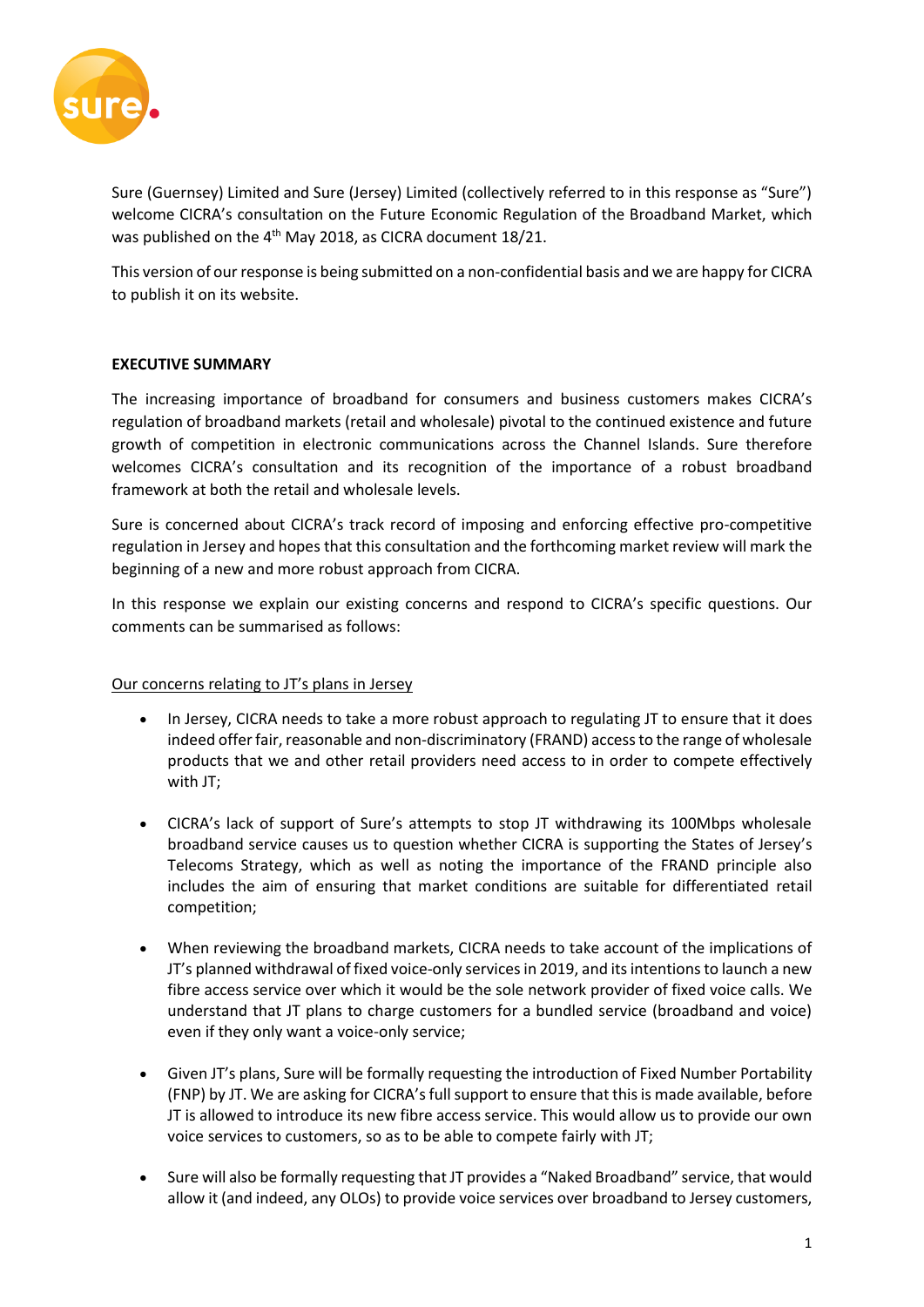Sure (Guernsey) Limited and Sure (Jersey) Limited (collectively referred to in this response as "Sure") welcome CICRA's consultation on the Future Economic Regulation of the Broadband Market, which was published on the 4th May 2018, as CICRA document 18/21.

This version of our response is being submitted on a non-confidential basis and we are happy for CICRA to publish it on its website.

## EXECUTIVE SUMMARY

The increasing importance of broadband for consumers and business customers makes CICRA's regulation of broadband markets (retail and wholesale) pivotal to the continued existence and future growth of competition in electronic communications across the Channel Islands. Sure therefore welcomes CICRA's consultation and its recognition of the importance of a robust broadband framework at both the retail and wholesale levels.

Sure is concerned about CICRA's track record of imposing and enforcing effective pro-competitive regulation in Jersey and hopes that this consultation and the forthcoming market review will mark the beginning of a new and more robust approach from CICRA.

In this response we explain our existing concerns and respond to CICRA's specific questions. Our comments can be summarised as follows:

<u>Our concerns relating to JT's plans in Jersey</u>

- In Jersey, CICRA needs to take a more robust approach to regulating JT to ensure that it does indeed offer fair, reasonable and non-discriminatory (FRAND) access to the range of wholesale products that we and other retail providers need access to in order to compete effectively with JT;
- CICRA's lack of support of Sure's attempts to stop JT withdrawing its 100Mbps wholesale broadband service causes us to question whether CICRA is supporting the States of Jersey's Telecoms Strategy, which as well as noting the importance of the FRAND principle also includes the aim of ensuring that market conditions are suitable for differentiated retail competition;
- When reviewing the broadband markets, CICRA needs to take account of the implications of JT's planned withdrawal of fixed voice-only services in 2019, and its intentions to launch a new fibre access service over which it would be the sole network provider of fixed voice calls. We understand that JT plans to charge customers for a bundled service (broadband and voice) even if they only want a voice-only service;
- Given JT's plans, Sure will be formally requesting the introduction of Fixed Number Portability (FNP) by JT. We are asking for CICRA's full support to ensure that this is made available, before JT is allowed to introduce its new fibre access service. This would allow us to provide our own voice services to customers, so as to be able to compete fairly with JT;
- Sure will also be formally requesting that JT provides a "Naked Broadband" service, that would allow it (and indeed, any OLOs) to provide voice services over broadband to Jersey customers,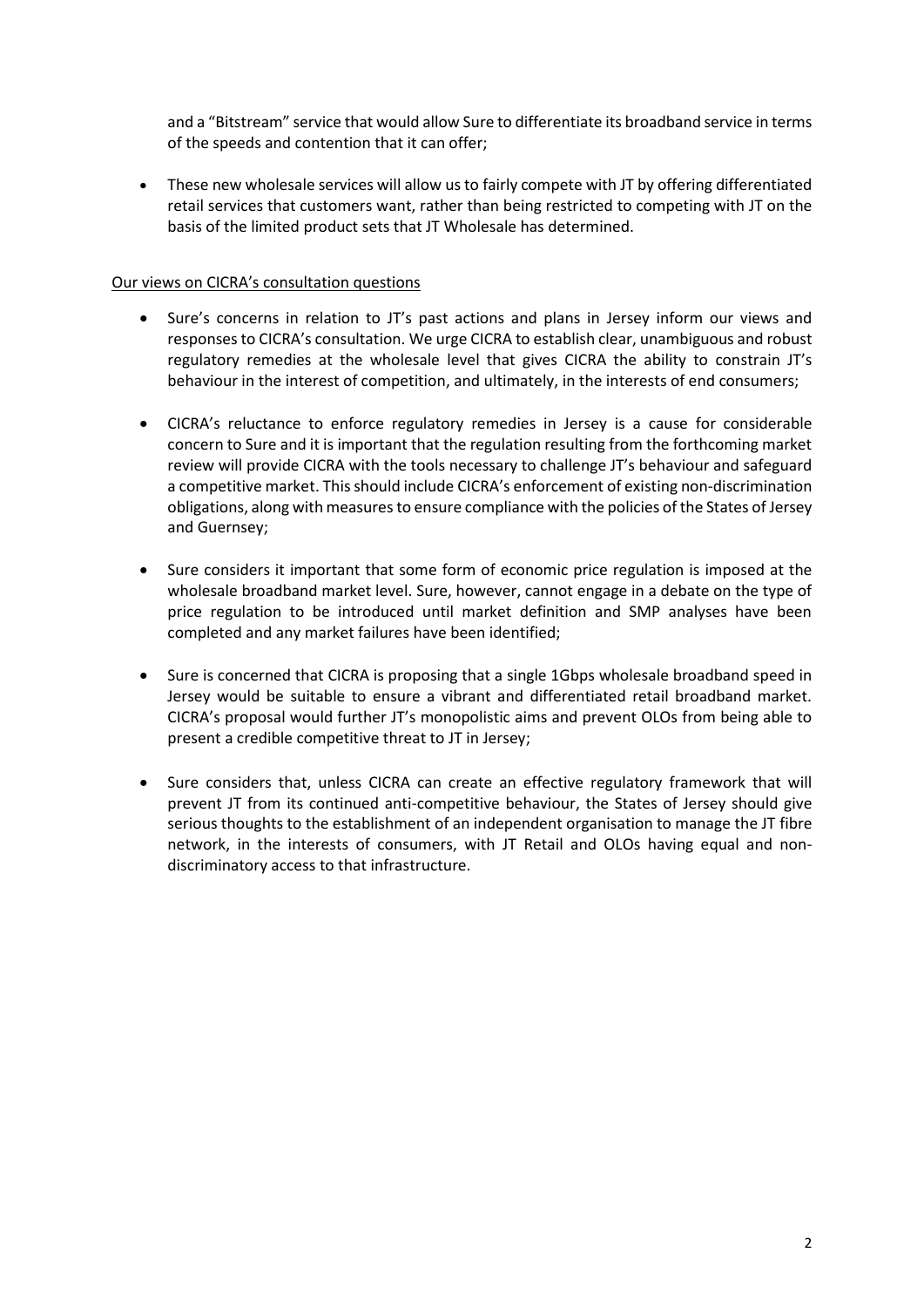and a "Bitstream" service that would allow Sure to differentiate its broadband service in terms of the speeds and contention that it can offer;

- These new wholesale services will allow us to fairly compete with JT by offering differentiated retail services that customers want, rather than being restricted to competing with JT on the basis of the limited product sets that JT Wholesale has determined.

<u>Our views on CICRA's consultation questions</u>

- Sure's concerns in relation to JT's past actions and plans in Jersey inform our views and responses to CICRA's consultation. We urge CICRA to establish clear, unambiguous and robust regulatory remedies at the wholesale level that gives CICRA the ability to constrain JT's behaviour in the interest of competition, and ultimately, in the interests of end consumers;

- CICRA's reluctance to enforce regulatory remedies in Jersey is a cause for considerable concern to Sure and it is important that the regulation resulting from the forthcoming market review will provide CICRA with the tools necessary to challenge JT's behaviour and safeguard a competitive market. This should include CICRA's enforcement of existing non-discrimination obligations, along with measures to ensure compliance with the policies of the States of Jersey and Guernsey;

- Sure considers it important that some form of economic price regulation is imposed at the wholesale broadband market level. Sure, however, cannot engage in a debate on the type of price regulation to be introduced until market definition and SMP analyses have been completed and any market failures have been identified;

- Sure is concerned that CICRA is proposing that a single 1Gbps wholesale broadband speed in Jersey would be suitable to ensure a vibrant and differentiated retail broadband market. CICRA's proposal would further JT's monopolistic aims and prevent OLOs from being able to present a credible competitive threat to JT in Jersey;

- Sure considers that, unless CICRA can create an effective regulatory framework that will prevent JT from its continued anti-competitive behaviour, the States of Jersey should give serious thoughts to the establishment of an independent organisation to manage the JT fibre network, in the interests of consumers, with JT Retail and OLOs having equal and non-discriminatory access to that infrastructure.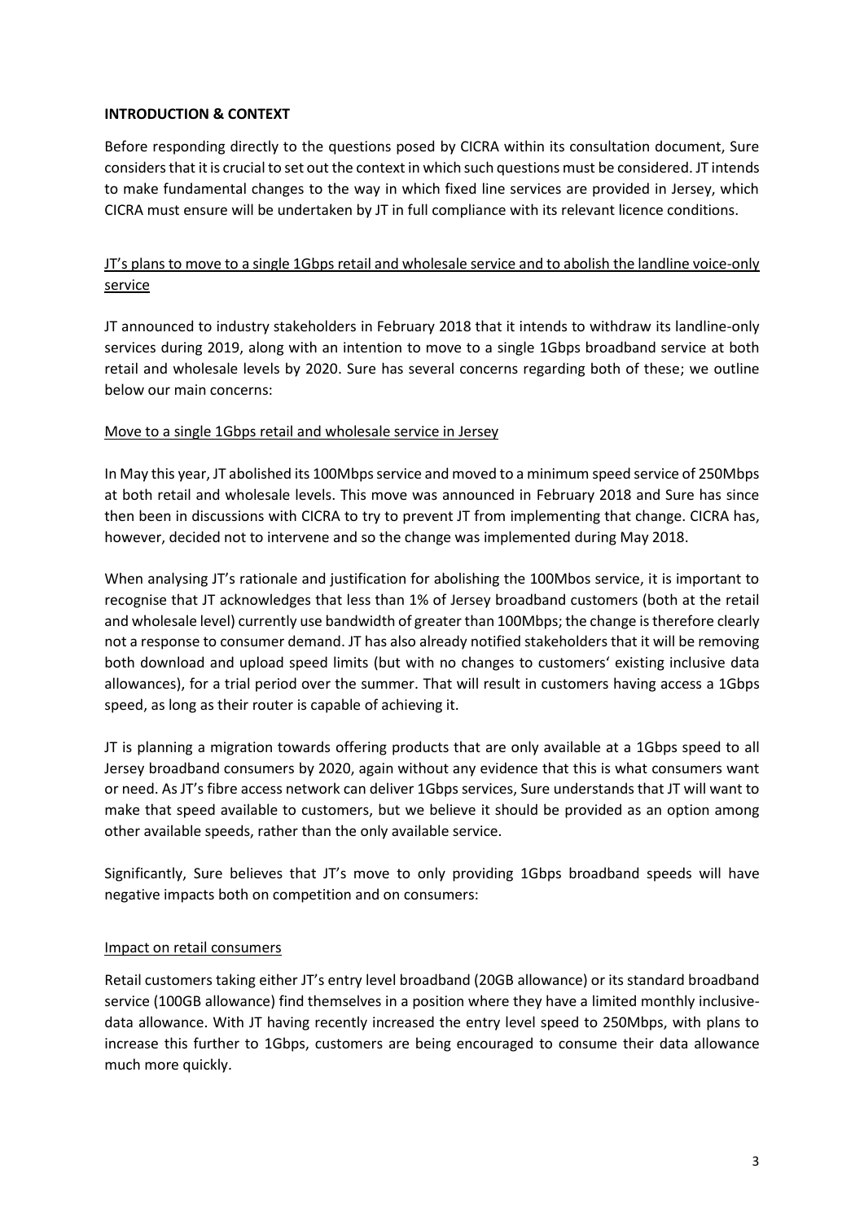**INTRODUCTION & CONTEXT**

Before responding directly to the questions posed by CICRA within its consultation document, Sure considers that it is crucial to set out the context in which such questions must be considered. JT intends to make fundamental changes to the way in which fixed line services are provided in Jersey, which CICRA must ensure will be undertaken by JT in full compliance with its relevant licence conditions.

<u>JT's plans to move to a single 1Gbps retail and wholesale service and to abolish the landline voice-only service</u>

JT announced to industry stakeholders in February 2018 that it intends to withdraw its landline-only services during 2019, along with an intention to move to a single 1Gbps broadband service at both retail and wholesale levels by 2020. Sure has several concerns regarding both of these; we outline below our main concerns:

<u>Move to a single 1Gbps retail and wholesale service in Jersey</u>

In May this year, JT abolished its 100Mbps service and moved to a minimum speed service of 250Mbps at both retail and wholesale levels. This move was announced in February 2018 and Sure has since then been in discussions with CICRA to try to prevent JT from implementing that change. CICRA has, however, decided not to intervene and so the change was implemented during May 2018.

When analysing JT's rationale and justification for abolishing the 100Mbos service, it is important to recognise that JT acknowledges that less than 1% of Jersey broadband customers (both at the retail and wholesale level) currently use bandwidth of greater than 100Mbps; the change is therefore clearly not a response to consumer demand. JT has also already notified stakeholders that it will be removing both download and upload speed limits (but with no changes to customers' existing inclusive data allowances), for a trial period over the summer. That will result in customers having access a 1Gbps speed, as long as their router is capable of achieving it.

JT is planning a migration towards offering products that are only available at a 1Gbps speed to all Jersey broadband consumers by 2020, again without any evidence that this is what consumers want or need. As JT's fibre access network can deliver 1Gbps services, Sure understands that JT will want to make that speed available to customers, but we believe it should be provided as an option among other available speeds, rather than the only available service.

Significantly, Sure believes that JT's move to only providing 1Gbps broadband speeds will have negative impacts both on competition and on consumers:

<u>Impact on retail consumers</u>

Retail customers taking either JT's entry level broadband (20GB allowance) or its standard broadband service (100GB allowance) find themselves in a position where they have a limited monthly inclusive-data allowance. With JT having recently increased the entry level speed to 250Mbps, with plans to increase this further to 1Gbps, customers are being encouraged to consume their data allowance much more quickly.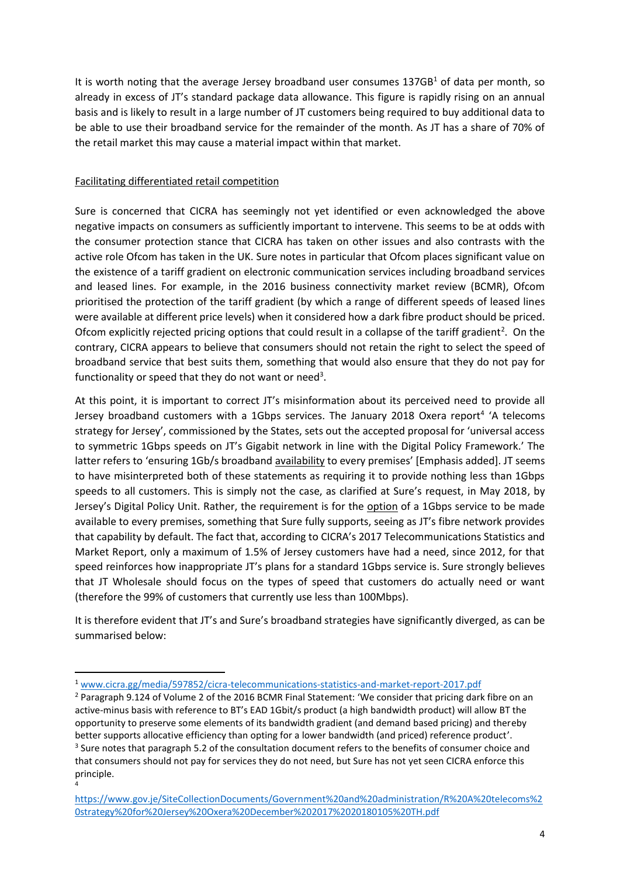It is worth noting that the average Jersey broadband user consumes 137GB[1] of data per month, so already in excess of JT's standard package data allowance. This figure is rapidly rising on an annual basis and is likely to result in a large number of JT customers being required to buy additional data to be able to use their broadband service for the remainder of the month. As JT has a share of 70% of the retail market this may cause a material impact within that market.

<u>Facilitating differentiated retail competition</u>

Sure is concerned that CICRA has seemingly not yet identified or even acknowledged the above negative impacts on consumers as sufficiently important to intervene. This seems to be at odds with the consumer protection stance that CICRA has taken on other issues and also contrasts with the active role Ofcom has taken in the UK. Sure notes in particular that Ofcom places significant value on the existence of a tariff gradient on electronic communication services including broadband services and leased lines. For example, in the 2016 business connectivity market review (BCMR), Ofcom prioritised the protection of the tariff gradient (by which a range of different speeds of leased lines were available at different price levels) when it considered how a dark fibre product should be priced. Ofcom explicitly rejected pricing options that could result in a collapse of the tariff gradient[2]. On the contrary, CICRA appears to believe that consumers should not retain the right to select the speed of broadband service that best suits them, something that would also ensure that they do not pay for functionality or speed that they do not want or need[3].

At this point, it is important to correct JT's misinformation about its perceived need to provide all Jersey broadband customers with a 1Gbps services. The January 2018 Oxera report[4] 'A telecoms strategy for Jersey', commissioned by the States, sets out the accepted proposal for 'universal access to symmetric 1Gbps speeds on JT's Gigabit network in line with the Digital Policy Framework.' The latter refers to 'ensuring 1Gb/s broadband <u>availability</u> to every premises' [Emphasis added]. JT seems to have misinterpreted both of these statements as requiring it to provide nothing less than 1Gbps speeds to all customers. This is simply not the case, as clarified at Sure's request, in May 2018, by Jersey's Digital Policy Unit. Rather, the requirement is for the <u>option</u> of a 1Gbps service to be made available to every premises, something that Sure fully supports, seeing as JT's fibre network provides that capability by default. The fact that, according to CICRA's 2017 Telecommunications Statistics and Market Report, only a maximum of 1.5% of Jersey customers have had a need, since 2012, for that speed reinforces how inappropriate JT's plans for a standard 1Gbps service is. Sure strongly believes that JT Wholesale should focus on the types of speed that customers do actually need or want (therefore the 99% of customers that currently use less than 100Mbps).

It is therefore evident that JT's and Sure's broadband strategies have significantly diverged, as can be summarised below:

---

[1] www.cicra.gg/media/597852/cicra-telecommunications-statistics-and-market-report-2017.pdf

[2] Paragraph 9.124 of Volume 2 of the 2016 BCMR Final Statement: 'We consider that pricing dark fibre on an active-minus basis with reference to BT's EAD 1Gbit/s product (a high bandwidth product) will allow BT the opportunity to preserve some elements of its bandwidth gradient (and demand based pricing) and thereby better supports allocative efficiency than opting for a lower bandwidth (and priced) reference product'.

[3] Sure notes that paragraph 5.2 of the consultation document refers to the benefits of consumer choice and that consumers should not pay for services they do not need, but Sure has not yet seen CICRA enforce this principle.

[4] https://www.gov.je/SiteCollectionDocuments/Government%20and%20administration/R%20A%20telecoms%20strategy%20for%20Jersey%20Oxera%20December%202017%2020180105%20TH.pdf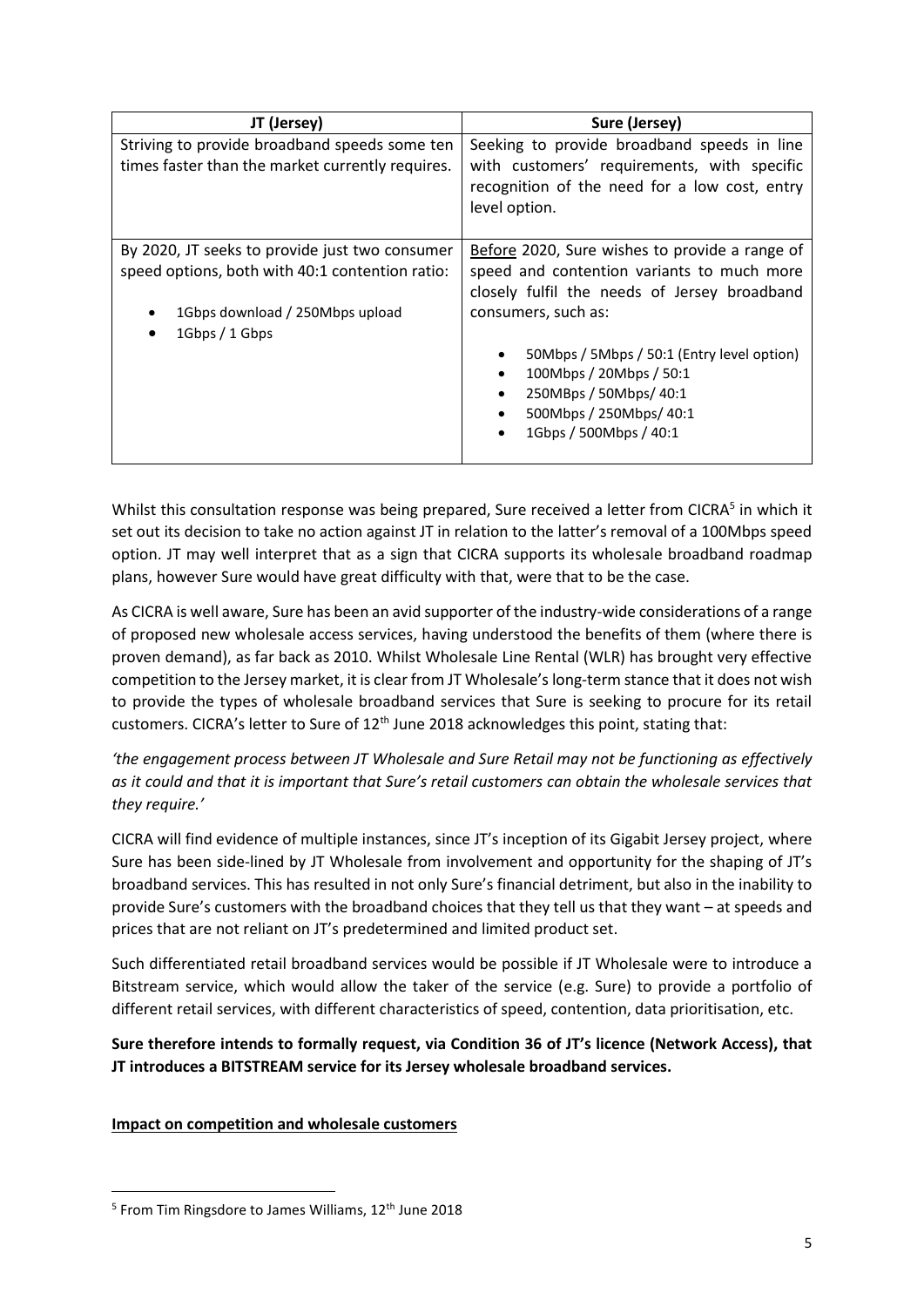| JT (Jersey) | Sure (Jersey) |
|---|---|
| Striving to provide broadband speeds some ten times faster than the market currently requires. | Seeking to provide broadband speeds in line with customers' requirements, with specific recognition of the need for a low cost, entry level option. |
| By 2020, JT seeks to provide just two consumer speed options, both with 40:1 contention ratio:<br>• 1Gbps download / 250Mbps upload<br>• 1Gbps / 1 Gbps | <u>Before</u> 2020, Sure wishes to provide a range of speed and contention variants to much more closely fulfil the needs of Jersey broadband consumers, such as:<br>• 50Mbps / 5Mbps / 50:1 (Entry level option)<br>• 100Mbps / 20Mbps / 50:1<br>• 250MBps / 50Mbps/ 40:1<br>• 500Mbps / 250Mbps/ 40:1<br>• 1Gbps / 500Mbps / 40:1 |

Whilst this consultation response was being prepared, Sure received a letter from CICRA[5] in which it set out its decision to take no action against JT in relation to the latter's removal of a 100Mbps speed option. JT may well interpret that as a sign that CICRA supports its wholesale broadband roadmap plans, however Sure would have great difficulty with that, were that to be the case.

As CICRA is well aware, Sure has been an avid supporter of the industry-wide considerations of a range of proposed new wholesale access services, having understood the benefits of them (where there is proven demand), as far back as 2010. Whilst Wholesale Line Rental (WLR) has brought very effective competition to the Jersey market, it is clear from JT Wholesale's long-term stance that it does not wish to provide the types of wholesale broadband services that Sure is seeking to procure for its retail customers. CICRA's letter to Sure of 12th June 2018 acknowledges this point, stating that:

*'the engagement process between JT Wholesale and Sure Retail may not be functioning as effectively as it could and that it is important that Sure's retail customers can obtain the wholesale services that they require.'*

CICRA will find evidence of multiple instances, since JT's inception of its Gigabit Jersey project, where Sure has been side-lined by JT Wholesale from involvement and opportunity for the shaping of JT's broadband services. This has resulted in not only Sure's financial detriment, but also in the inability to provide Sure's customers with the broadband choices that they tell us that they want – at speeds and prices that are not reliant on JT's predetermined and limited product set.

Such differentiated retail broadband services would be possible if JT Wholesale were to introduce a Bitstream service, which would allow the taker of the service (e.g. Sure) to provide a portfolio of different retail services, with different characteristics of speed, contention, data prioritisation, etc.

**Sure therefore intends to formally request, via Condition 36 of JT's licence (Network Access), that JT introduces a BITSTREAM service for its Jersey wholesale broadband services.**

<u>**Impact on competition and wholesale customers**</u>

[5] From Tim Ringsdore to James Williams, 12th June 2018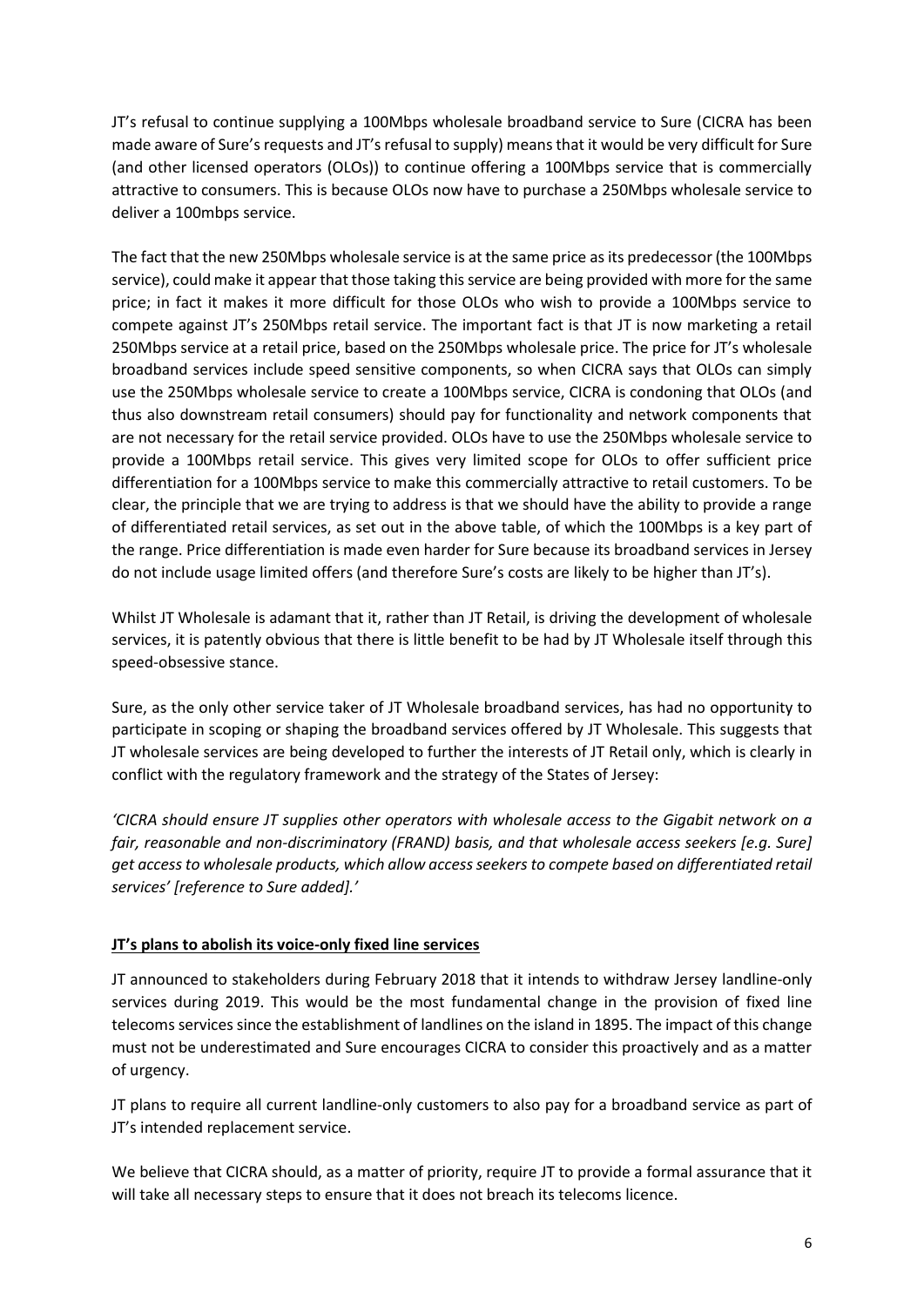JT's refusal to continue supplying a 100Mbps wholesale broadband service to Sure (CICRA has been made aware of Sure's requests and JT's refusal to supply) means that it would be very difficult for Sure (and other licensed operators (OLOs)) to continue offering a 100Mbps service that is commercially attractive to consumers. This is because OLOs now have to purchase a 250Mbps wholesale service to deliver a 100mbps service.

The fact that the new 250Mbps wholesale service is at the same price as its predecessor (the 100Mbps service), could make it appear that those taking this service are being provided with more for the same price; in fact it makes it more difficult for those OLOs who wish to provide a 100Mbps service to compete against JT's 250Mbps retail service. The important fact is that JT is now marketing a retail 250Mbps service at a retail price, based on the 250Mbps wholesale price. The price for JT's wholesale broadband services include speed sensitive components, so when CICRA says that OLOs can simply use the 250Mbps wholesale service to create a 100Mbps service, CICRA is condoning that OLOs (and thus also downstream retail consumers) should pay for functionality and network components that are not necessary for the retail service provided. OLOs have to use the 250Mbps wholesale service to provide a 100Mbps retail service. This gives very limited scope for OLOs to offer sufficient price differentiation for a 100Mbps service to make this commercially attractive to retail customers. To be clear, the principle that we are trying to address is that we should have the ability to provide a range of differentiated retail services, as set out in the above table, of which the 100Mbps is a key part of the range. Price differentiation is made even harder for Sure because its broadband services in Jersey do not include usage limited offers (and therefore Sure's costs are likely to be higher than JT's).

Whilst JT Wholesale is adamant that it, rather than JT Retail, is driving the development of wholesale services, it is patently obvious that there is little benefit to be had by JT Wholesale itself through this speed-obsessive stance.

Sure, as the only other service taker of JT Wholesale broadband services, has had no opportunity to participate in scoping or shaping the broadband services offered by JT Wholesale. This suggests that JT wholesale services are being developed to further the interests of JT Retail only, which is clearly in conflict with the regulatory framework and the strategy of the States of Jersey:

*'CICRA should ensure JT supplies other operators with wholesale access to the Gigabit network on a fair, reasonable and non-discriminatory (FRAND) basis, and that wholesale access seekers [e.g. Sure] get access to wholesale products, which allow access seekers to compete based on differentiated retail services' [reference to Sure added].'*

**JT's plans to abolish its voice-only fixed line services**

JT announced to stakeholders during February 2018 that it intends to withdraw Jersey landline-only services during 2019. This would be the most fundamental change in the provision of fixed line telecoms services since the establishment of landlines on the island in 1895. The impact of this change must not be underestimated and Sure encourages CICRA to consider this proactively and as a matter of urgency.

JT plans to require all current landline-only customers to also pay for a broadband service as part of JT's intended replacement service.

We believe that CICRA should, as a matter of priority, require JT to provide a formal assurance that it will take all necessary steps to ensure that it does not breach its telecoms licence.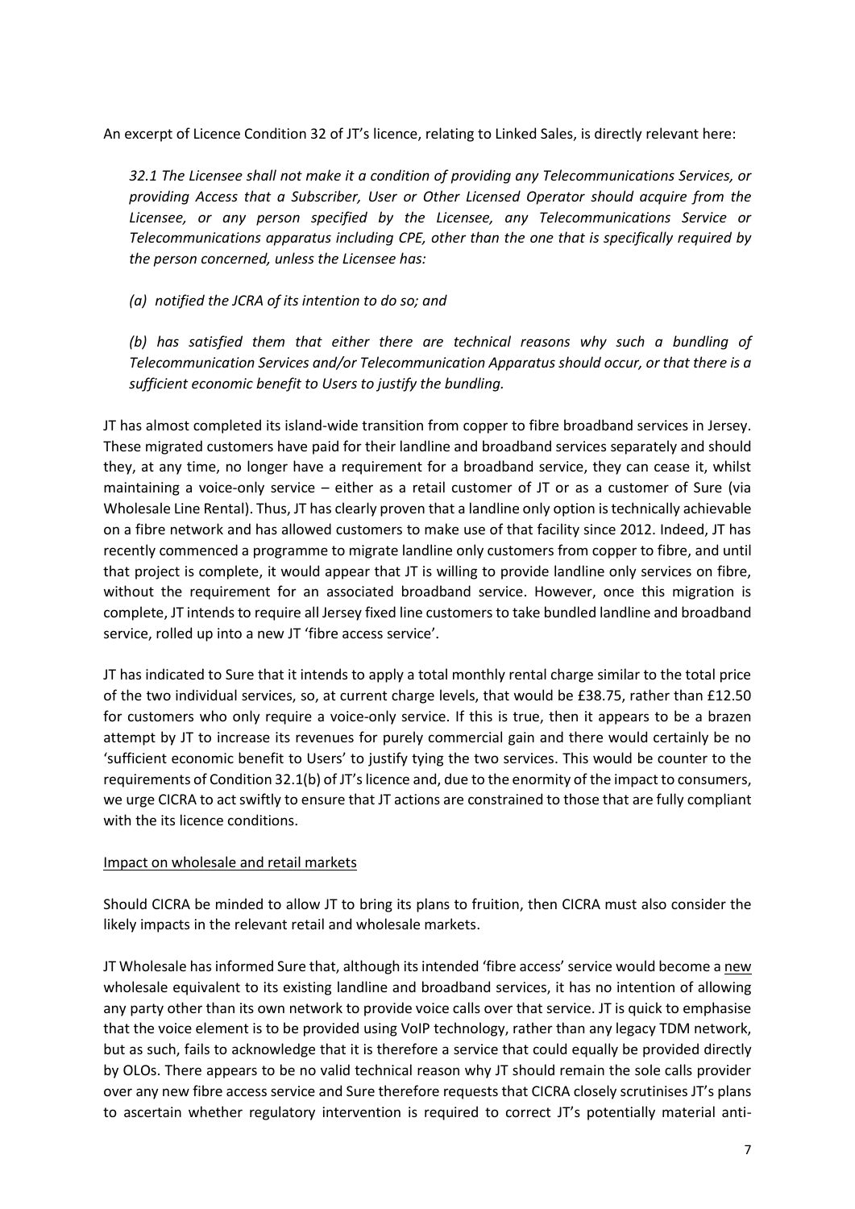An excerpt of Licence Condition 32 of JT's licence, relating to Linked Sales, is directly relevant here:

> *32.1 The Licensee shall not make it a condition of providing any Telecommunications Services, or providing Access that a Subscriber, User or Other Licensed Operator should acquire from the Licensee, or any person specified by the Licensee, any Telecommunications Service or Telecommunications apparatus including CPE, other than the one that is specifically required by the person concerned, unless the Licensee has:*
>
> *(a) notified the JCRA of its intention to do so; and*
>
> *(b) has satisfied them that either there are technical reasons why such a bundling of Telecommunication Services and/or Telecommunication Apparatus should occur, or that there is a sufficient economic benefit to Users to justify the bundling.*

JT has almost completed its island-wide transition from copper to fibre broadband services in Jersey. These migrated customers have paid for their landline and broadband services separately and should they, at any time, no longer have a requirement for a broadband service, they can cease it, whilst maintaining a voice-only service – either as a retail customer of JT or as a customer of Sure (via Wholesale Line Rental). Thus, JT has clearly proven that a landline only option is technically achievable on a fibre network and has allowed customers to make use of that facility since 2012. Indeed, JT has recently commenced a programme to migrate landline only customers from copper to fibre, and until that project is complete, it would appear that JT is willing to provide landline only services on fibre, without the requirement for an associated broadband service. However, once this migration is complete, JT intends to require all Jersey fixed line customers to take bundled landline and broadband service, rolled up into a new JT 'fibre access service'.

JT has indicated to Sure that it intends to apply a total monthly rental charge similar to the total price of the two individual services, so, at current charge levels, that would be £38.75, rather than £12.50 for customers who only require a voice-only service. If this is true, then it appears to be a brazen attempt by JT to increase its revenues for purely commercial gain and there would certainly be no 'sufficient economic benefit to Users' to justify tying the two services. This would be counter to the requirements of Condition 32.1(b) of JT's licence and, due to the enormity of the impact to consumers, we urge CICRA to act swiftly to ensure that JT actions are constrained to those that are fully compliant with the its licence conditions.

<u>Impact on wholesale and retail markets</u>

Should CICRA be minded to allow JT to bring its plans to fruition, then CICRA must also consider the likely impacts in the relevant retail and wholesale markets.

JT Wholesale has informed Sure that, although its intended 'fibre access' service would become a <u>new</u> wholesale equivalent to its existing landline and broadband services, it has no intention of allowing any party other than its own network to provide voice calls over that service. JT is quick to emphasise that the voice element is to be provided using VoIP technology, rather than any legacy TDM network, but as such, fails to acknowledge that it is therefore a service that could equally be provided directly by OLOs. There appears to be no valid technical reason why JT should remain the sole calls provider over any new fibre access service and Sure therefore requests that CICRA closely scrutinises JT's plans to ascertain whether regulatory intervention is required to correct JT's potentially material anti-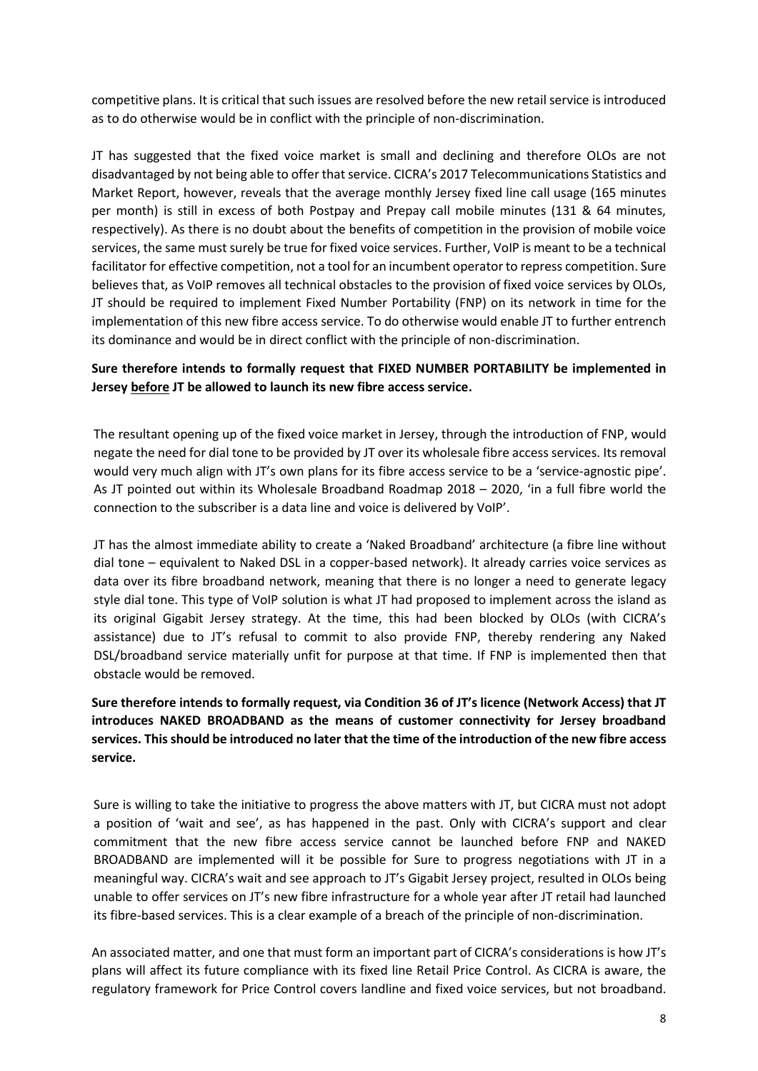competitive plans. It is critical that such issues are resolved before the new retail service is introduced as to do otherwise would be in conflict with the principle of non-discrimination.

JT has suggested that the fixed voice market is small and declining and therefore OLOs are not disadvantaged by not being able to offer that service. CICRA's 2017 Telecommunications Statistics and Market Report, however, reveals that the average monthly Jersey fixed line call usage (165 minutes per month) is still in excess of both Postpay and Prepay call mobile minutes (131 & 64 minutes, respectively). As there is no doubt about the benefits of competition in the provision of mobile voice services, the same must surely be true for fixed voice services. Further, VoIP is meant to be a technical facilitator for effective competition, not a tool for an incumbent operator to repress competition. Sure believes that, as VoIP removes all technical obstacles to the provision of fixed voice services by OLOs, JT should be required to implement Fixed Number Portability (FNP) on its network in time for the implementation of this new fibre access service. To do otherwise would enable JT to further entrench its dominance and would be in direct conflict with the principle of non-discrimination.

**Sure therefore intends to formally request that FIXED NUMBER PORTABILITY be implemented in Jersey <u>before</u> JT be allowed to launch its new fibre access service.**

The resultant opening up of the fixed voice market in Jersey, through the introduction of FNP, would negate the need for dial tone to be provided by JT over its wholesale fibre access services. Its removal would very much align with JT's own plans for its fibre access service to be a 'service-agnostic pipe'. As JT pointed out within its Wholesale Broadband Roadmap 2018 – 2020, 'in a full fibre world the connection to the subscriber is a data line and voice is delivered by VoIP'.

JT has the almost immediate ability to create a 'Naked Broadband' architecture (a fibre line without dial tone – equivalent to Naked DSL in a copper-based network). It already carries voice services as data over its fibre broadband network, meaning that there is no longer a need to generate legacy style dial tone. This type of VoIP solution is what JT had proposed to implement across the island as its original Gigabit Jersey strategy. At the time, this had been blocked by OLOs (with CICRA's assistance) due to JT's refusal to commit to also provide FNP, thereby rendering any Naked DSL/broadband service materially unfit for purpose at that time. If FNP is implemented then that obstacle would be removed.

**Sure therefore intends to formally request, via Condition 36 of JT's licence (Network Access) that JT introduces NAKED BROADBAND as the means of customer connectivity for Jersey broadband services. This should be introduced no later that the time of the introduction of the new fibre access service.**

Sure is willing to take the initiative to progress the above matters with JT, but CICRA must not adopt a position of 'wait and see', as has happened in the past. Only with CICRA's support and clear commitment that the new fibre access service cannot be launched before FNP and NAKED BROADBAND are implemented will it be possible for Sure to progress negotiations with JT in a meaningful way. CICRA's wait and see approach to JT's Gigabit Jersey project, resulted in OLOs being unable to offer services on JT's new fibre infrastructure for a whole year after JT retail had launched its fibre-based services. This is a clear example of a breach of the principle of non-discrimination.

An associated matter, and one that must form an important part of CICRA's considerations is how JT's plans will affect its future compliance with its fixed line Retail Price Control. As CICRA is aware, the regulatory framework for Price Control covers landline and fixed voice services, but not broadband.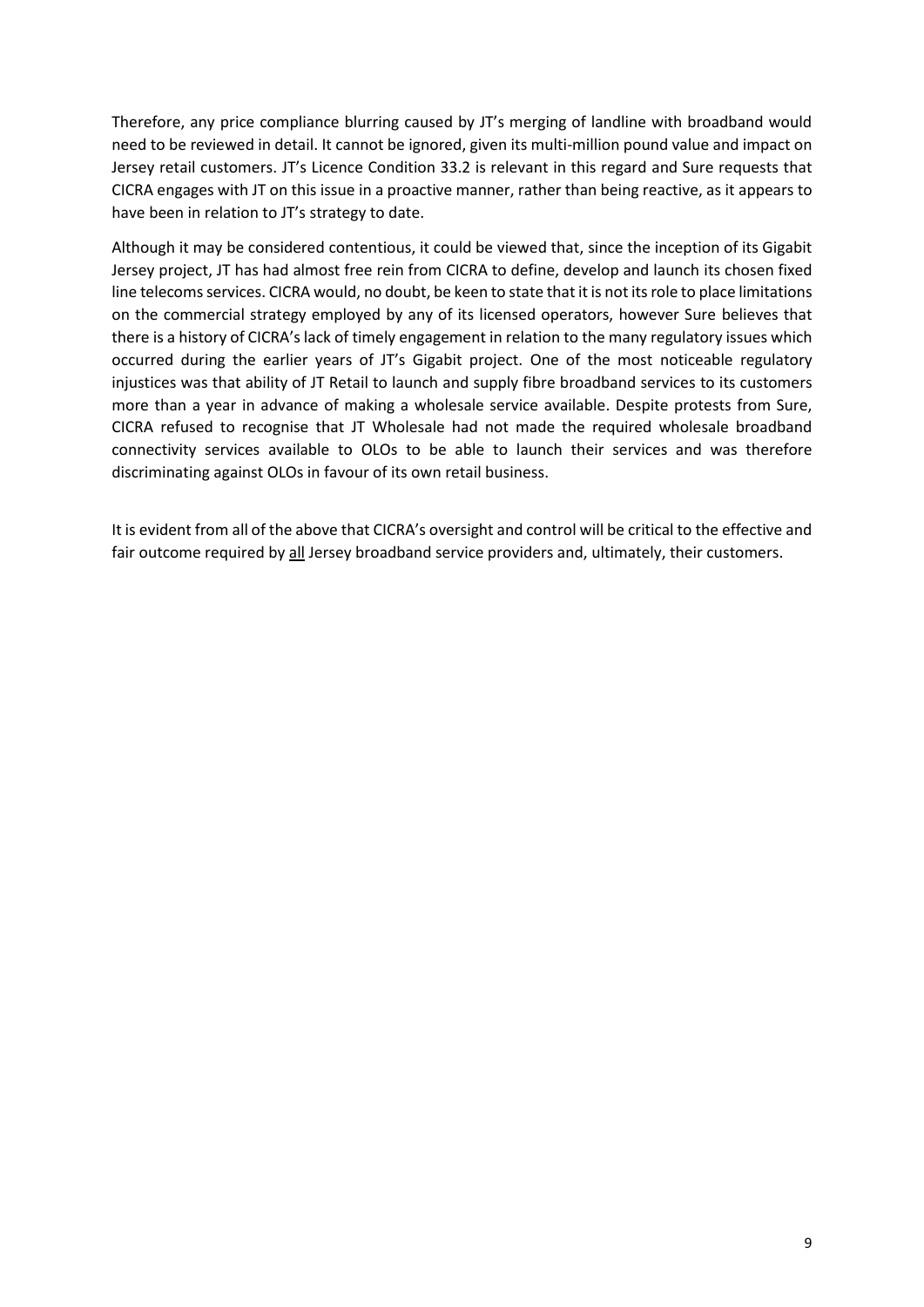Therefore, any price compliance blurring caused by JT's merging of landline with broadband would need to be reviewed in detail. It cannot be ignored, given its multi-million pound value and impact on Jersey retail customers. JT's Licence Condition 33.2 is relevant in this regard and Sure requests that CICRA engages with JT on this issue in a proactive manner, rather than being reactive, as it appears to have been in relation to JT's strategy to date.

Although it may be considered contentious, it could be viewed that, since the inception of its Gigabit Jersey project, JT has had almost free rein from CICRA to define, develop and launch its chosen fixed line telecoms services. CICRA would, no doubt, be keen to state that it is not its role to place limitations on the commercial strategy employed by any of its licensed operators, however Sure believes that there is a history of CICRA's lack of timely engagement in relation to the many regulatory issues which occurred during the earlier years of JT's Gigabit project. One of the most noticeable regulatory injustices was that ability of JT Retail to launch and supply fibre broadband services to its customers more than a year in advance of making a wholesale service available. Despite protests from Sure, CICRA refused to recognise that JT Wholesale had not made the required wholesale broadband connectivity services available to OLOs to be able to launch their services and was therefore discriminating against OLOs in favour of its own retail business.

It is evident from all of the above that CICRA's oversight and control will be critical to the effective and fair outcome required by <u>all</u> Jersey broadband service providers and, ultimately, their customers.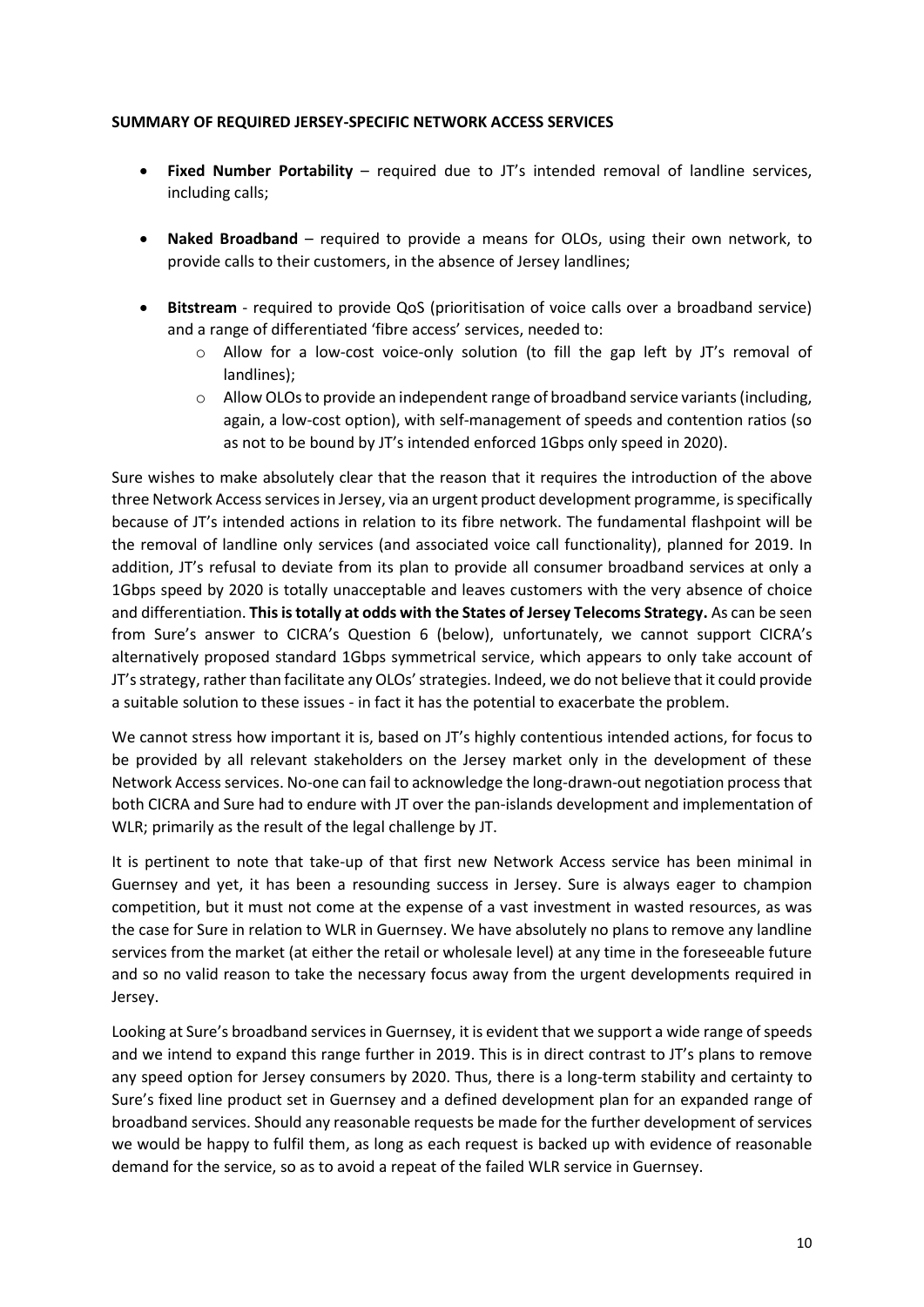**SUMMARY OF REQUIRED JERSEY-SPECIFIC NETWORK ACCESS SERVICES**

- **Fixed Number Portability** – required due to JT's intended removal of landline services, including calls;
- **Naked Broadband** – required to provide a means for OLOs, using their own network, to provide calls to their customers, in the absence of Jersey landlines;
- **Bitstream** - required to provide QoS (prioritisation of voice calls over a broadband service) and a range of differentiated 'fibre access' services, needed to:
    - Allow for a low-cost voice-only solution (to fill the gap left by JT's removal of landlines);
    - Allow OLOs to provide an independent range of broadband service variants (including, again, a low-cost option), with self-management of speeds and contention ratios (so as not to be bound by JT's intended enforced 1Gbps only speed in 2020).

Sure wishes to make absolutely clear that the reason that it requires the introduction of the above three Network Access services in Jersey, via an urgent product development programme, is specifically because of JT's intended actions in relation to its fibre network. The fundamental flashpoint will be the removal of landline only services (and associated voice call functionality), planned for 2019. In addition, JT's refusal to deviate from its plan to provide all consumer broadband services at only a 1Gbps speed by 2020 is totally unacceptable and leaves customers with the very absence of choice and differentiation. **This is totally at odds with the States of Jersey Telecoms Strategy.** As can be seen from Sure's answer to CICRA's Question 6 (below), unfortunately, we cannot support CICRA's alternatively proposed standard 1Gbps symmetrical service, which appears to only take account of JT's strategy, rather than facilitate any OLOs' strategies. Indeed, we do not believe that it could provide a suitable solution to these issues - in fact it has the potential to exacerbate the problem.

We cannot stress how important it is, based on JT's highly contentious intended actions, for focus to be provided by all relevant stakeholders on the Jersey market only in the development of these Network Access services. No-one can fail to acknowledge the long-drawn-out negotiation process that both CICRA and Sure had to endure with JT over the pan-islands development and implementation of WLR; primarily as the result of the legal challenge by JT.

It is pertinent to note that take-up of that first new Network Access service has been minimal in Guernsey and yet, it has been a resounding success in Jersey. Sure is always eager to champion competition, but it must not come at the expense of a vast investment in wasted resources, as was the case for Sure in relation to WLR in Guernsey. We have absolutely no plans to remove any landline services from the market (at either the retail or wholesale level) at any time in the foreseeable future and so no valid reason to take the necessary focus away from the urgent developments required in Jersey.

Looking at Sure's broadband services in Guernsey, it is evident that we support a wide range of speeds and we intend to expand this range further in 2019. This is in direct contrast to JT's plans to remove any speed option for Jersey consumers by 2020. Thus, there is a long-term stability and certainty to Sure's fixed line product set in Guernsey and a defined development plan for an expanded range of broadband services. Should any reasonable requests be made for the further development of services we would be happy to fulfil them, as long as each request is backed up with evidence of reasonable demand for the service, so as to avoid a repeat of the failed WLR service in Guernsey.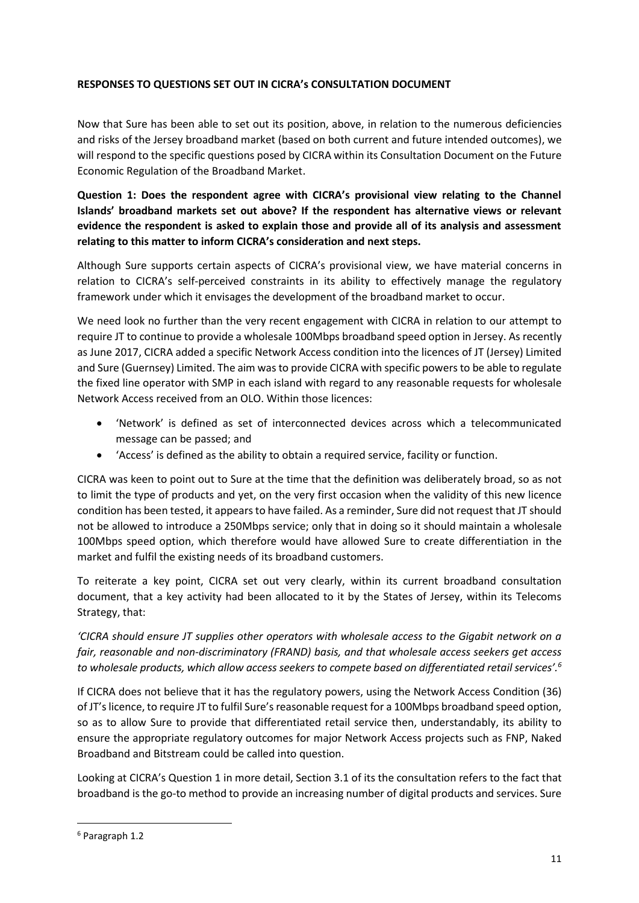**RESPONSES TO QUESTIONS SET OUT IN CICRA's CONSULTATION DOCUMENT**

Now that Sure has been able to set out its position, above, in relation to the numerous deficiencies and risks of the Jersey broadband market (based on both current and future intended outcomes), we will respond to the specific questions posed by CICRA within its Consultation Document on the Future Economic Regulation of the Broadband Market.

**Question 1: Does the respondent agree with CICRA's provisional view relating to the Channel Islands' broadband markets set out above? If the respondent has alternative views or relevant evidence the respondent is asked to explain those and provide all of its analysis and assessment relating to this matter to inform CICRA's consideration and next steps.**

Although Sure supports certain aspects of CICRA's provisional view, we have material concerns in relation to CICRA's self-perceived constraints in its ability to effectively manage the regulatory framework under which it envisages the development of the broadband market to occur.

We need look no further than the very recent engagement with CICRA in relation to our attempt to require JT to continue to provide a wholesale 100Mbps broadband speed option in Jersey. As recently as June 2017, CICRA added a specific Network Access condition into the licences of JT (Jersey) Limited and Sure (Guernsey) Limited. The aim was to provide CICRA with specific powers to be able to regulate the fixed line operator with SMP in each island with regard to any reasonable requests for wholesale Network Access received from an OLO. Within those licences:

- 'Network' is defined as set of interconnected devices across which a telecommunicated message can be passed; and
- 'Access' is defined as the ability to obtain a required service, facility or function.

CICRA was keen to point out to Sure at the time that the definition was deliberately broad, so as not to limit the type of products and yet, on the very first occasion when the validity of this new licence condition has been tested, it appears to have failed. As a reminder, Sure did not request that JT should not be allowed to introduce a 250Mbps service; only that in doing so it should maintain a wholesale 100Mbps speed option, which therefore would have allowed Sure to create differentiation in the market and fulfil the existing needs of its broadband customers.

To reiterate a key point, CICRA set out very clearly, within its current broadband consultation document, that a key activity had been allocated to it by the States of Jersey, within its Telecoms Strategy, that:

*'CICRA should ensure JT supplies other operators with wholesale access to the Gigabit network on a fair, reasonable and non-discriminatory (FRAND) basis, and that wholesale access seekers get access to wholesale products, which allow access seekers to compete based on differentiated retail services'.*[6]

If CICRA does not believe that it has the regulatory powers, using the Network Access Condition (36) of JT's licence, to require JT to fulfil Sure's reasonable request for a 100Mbps broadband speed option, so as to allow Sure to provide that differentiated retail service then, understandably, its ability to ensure the appropriate regulatory outcomes for major Network Access projects such as FNP, Naked Broadband and Bitstream could be called into question.

Looking at CICRA's Question 1 in more detail, Section 3.1 of its the consultation refers to the fact that broadband is the go-to method to provide an increasing number of digital products and services. Sure

[6] Paragraph 1.2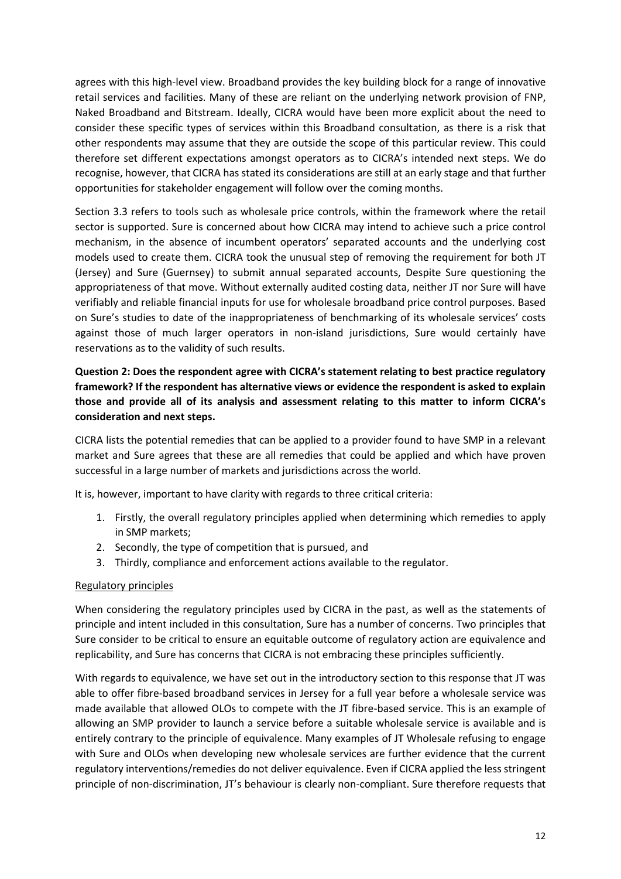agrees with this high-level view. Broadband provides the key building block for a range of innovative retail services and facilities. Many of these are reliant on the underlying network provision of FNP, Naked Broadband and Bitstream. Ideally, CICRA would have been more explicit about the need to consider these specific types of services within this Broadband consultation, as there is a risk that other respondents may assume that they are outside the scope of this particular review. This could therefore set different expectations amongst operators as to CICRA's intended next steps. We do recognise, however, that CICRA has stated its considerations are still at an early stage and that further opportunities for stakeholder engagement will follow over the coming months.

Section 3.3 refers to tools such as wholesale price controls, within the framework where the retail sector is supported. Sure is concerned about how CICRA may intend to achieve such a price control mechanism, in the absence of incumbent operators' separated accounts and the underlying cost models used to create them. CICRA took the unusual step of removing the requirement for both JT (Jersey) and Sure (Guernsey) to submit annual separated accounts, Despite Sure questioning the appropriateness of that move. Without externally audited costing data, neither JT nor Sure will have verifiably and reliable financial inputs for use for wholesale broadband price control purposes. Based on Sure's studies to date of the inappropriateness of benchmarking of its wholesale services' costs against those of much larger operators in non-island jurisdictions, Sure would certainly have reservations as to the validity of such results.

**Question 2: Does the respondent agree with CICRA's statement relating to best practice regulatory framework? If the respondent has alternative views or evidence the respondent is asked to explain those and provide all of its analysis and assessment relating to this matter to inform CICRA's consideration and next steps.**

CICRA lists the potential remedies that can be applied to a provider found to have SMP in a relevant market and Sure agrees that these are all remedies that could be applied and which have proven successful in a large number of markets and jurisdictions across the world.

It is, however, important to have clarity with regards to three critical criteria:

1. Firstly, the overall regulatory principles applied when determining which remedies to apply in SMP markets;
2. Secondly, the type of competition that is pursued, and
3. Thirdly, compliance and enforcement actions available to the regulator.

Regulatory principles

When considering the regulatory principles used by CICRA in the past, as well as the statements of principle and intent included in this consultation, Sure has a number of concerns. Two principles that Sure consider to be critical to ensure an equitable outcome of regulatory action are equivalence and replicability, and Sure has concerns that CICRA is not embracing these principles sufficiently.

With regards to equivalence, we have set out in the introductory section to this response that JT was able to offer fibre-based broadband services in Jersey for a full year before a wholesale service was made available that allowed OLOs to compete with the JT fibre-based service. This is an example of allowing an SMP provider to launch a service before a suitable wholesale service is available and is entirely contrary to the principle of equivalence. Many examples of JT Wholesale refusing to engage with Sure and OLOs when developing new wholesale services are further evidence that the current regulatory interventions/remedies do not deliver equivalence. Even if CICRA applied the less stringent principle of non-discrimination, JT's behaviour is clearly non-compliant. Sure therefore requests that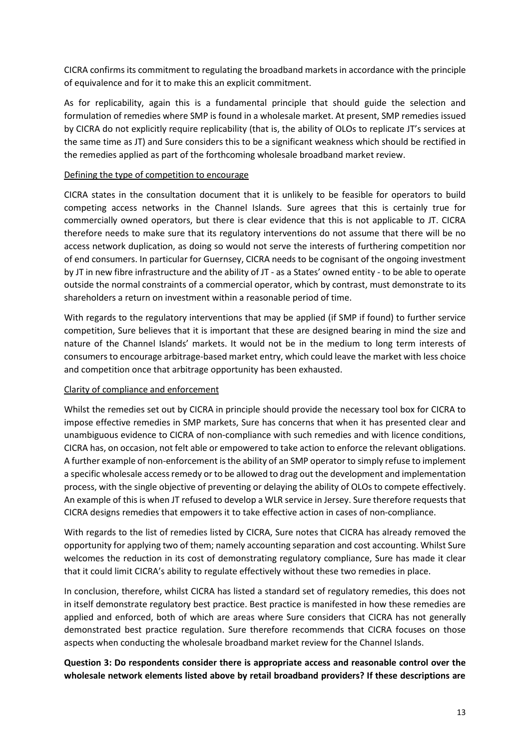CICRA confirms its commitment to regulating the broadband markets in accordance with the principle of equivalence and for it to make this an explicit commitment.

As for replicability, again this is a fundamental principle that should guide the selection and formulation of remedies where SMP is found in a wholesale market. At present, SMP remedies issued by CICRA do not explicitly require replicability (that is, the ability of OLOs to replicate JT's services at the same time as JT) and Sure considers this to be a significant weakness which should be rectified in the remedies applied as part of the forthcoming wholesale broadband market review.

Defining the type of competition to encourage

CICRA states in the consultation document that it is unlikely to be feasible for operators to build competing access networks in the Channel Islands. Sure agrees that this is certainly true for commercially owned operators, but there is clear evidence that this is not applicable to JT. CICRA therefore needs to make sure that its regulatory interventions do not assume that there will be no access network duplication, as doing so would not serve the interests of furthering competition nor of end consumers. In particular for Guernsey, CICRA needs to be cognisant of the ongoing investment by JT in new fibre infrastructure and the ability of JT - as a States' owned entity - to be able to operate outside the normal constraints of a commercial operator, which by contrast, must demonstrate to its shareholders a return on investment within a reasonable period of time.

With regards to the regulatory interventions that may be applied (if SMP if found) to further service competition, Sure believes that it is important that these are designed bearing in mind the size and nature of the Channel Islands' markets. It would not be in the medium to long term interests of consumers to encourage arbitrage-based market entry, which could leave the market with less choice and competition once that arbitrage opportunity has been exhausted.

Clarity of compliance and enforcement

Whilst the remedies set out by CICRA in principle should provide the necessary tool box for CICRA to impose effective remedies in SMP markets, Sure has concerns that when it has presented clear and unambiguous evidence to CICRA of non-compliance with such remedies and with licence conditions, CICRA has, on occasion, not felt able or empowered to take action to enforce the relevant obligations. A further example of non-enforcement is the ability of an SMP operator to simply refuse to implement a specific wholesale access remedy or to be allowed to drag out the development and implementation process, with the single objective of preventing or delaying the ability of OLOs to compete effectively. An example of this is when JT refused to develop a WLR service in Jersey. Sure therefore requests that CICRA designs remedies that empowers it to take effective action in cases of non-compliance.

With regards to the list of remedies listed by CICRA, Sure notes that CICRA has already removed the opportunity for applying two of them; namely accounting separation and cost accounting. Whilst Sure welcomes the reduction in its cost of demonstrating regulatory compliance, Sure has made it clear that it could limit CICRA's ability to regulate effectively without these two remedies in place.

In conclusion, therefore, whilst CICRA has listed a standard set of regulatory remedies, this does not in itself demonstrate regulatory best practice. Best practice is manifested in how these remedies are applied and enforced, both of which are areas where Sure considers that CICRA has not generally demonstrated best practice regulation. Sure therefore recommends that CICRA focuses on those aspects when conducting the wholesale broadband market review for the Channel Islands.

**Question 3: Do respondents consider there is appropriate access and reasonable control over the wholesale network elements listed above by retail broadband providers? If these descriptions are**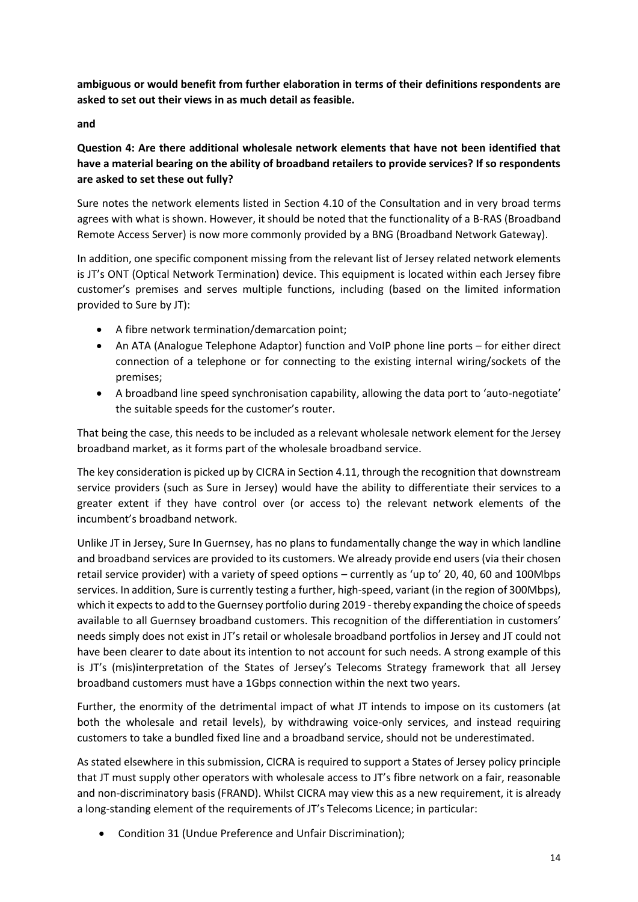**ambiguous or would benefit from further elaboration in terms of their definitions respondents are asked to set out their views in as much detail as feasible.**

**and**

**Question 4: Are there additional wholesale network elements that have not been identified that have a material bearing on the ability of broadband retailers to provide services? If so respondents are asked to set these out fully?**

Sure notes the network elements listed in Section 4.10 of the Consultation and in very broad terms agrees with what is shown. However, it should be noted that the functionality of a B-RAS (Broadband Remote Access Server) is now more commonly provided by a BNG (Broadband Network Gateway).

In addition, one specific component missing from the relevant list of Jersey related network elements is JT's ONT (Optical Network Termination) device. This equipment is located within each Jersey fibre customer's premises and serves multiple functions, including (based on the limited information provided to Sure by JT):

- A fibre network termination/demarcation point;
- An ATA (Analogue Telephone Adaptor) function and VoIP phone line ports – for either direct connection of a telephone or for connecting to the existing internal wiring/sockets of the premises;
- A broadband line speed synchronisation capability, allowing the data port to 'auto-negotiate' the suitable speeds for the customer's router.

That being the case, this needs to be included as a relevant wholesale network element for the Jersey broadband market, as it forms part of the wholesale broadband service.

The key consideration is picked up by CICRA in Section 4.11, through the recognition that downstream service providers (such as Sure in Jersey) would have the ability to differentiate their services to a greater extent if they have control over (or access to) the relevant network elements of the incumbent's broadband network.

Unlike JT in Jersey, Sure In Guernsey, has no plans to fundamentally change the way in which landline and broadband services are provided to its customers. We already provide end users (via their chosen retail service provider) with a variety of speed options – currently as 'up to' 20, 40, 60 and 100Mbps services. In addition, Sure is currently testing a further, high-speed, variant (in the region of 300Mbps), which it expects to add to the Guernsey portfolio during 2019 - thereby expanding the choice of speeds available to all Guernsey broadband customers. This recognition of the differentiation in customers' needs simply does not exist in JT's retail or wholesale broadband portfolios in Jersey and JT could not have been clearer to date about its intention to not account for such needs. A strong example of this is JT's (mis)interpretation of the States of Jersey's Telecoms Strategy framework that all Jersey broadband customers must have a 1Gbps connection within the next two years.

Further, the enormity of the detrimental impact of what JT intends to impose on its customers (at both the wholesale and retail levels), by withdrawing voice-only services, and instead requiring customers to take a bundled fixed line and a broadband service, should not be underestimated.

As stated elsewhere in this submission, CICRA is required to support a States of Jersey policy principle that JT must supply other operators with wholesale access to JT's fibre network on a fair, reasonable and non-discriminatory basis (FRAND). Whilst CICRA may view this as a new requirement, it is already a long-standing element of the requirements of JT's Telecoms Licence; in particular:

- Condition 31 (Undue Preference and Unfair Discrimination);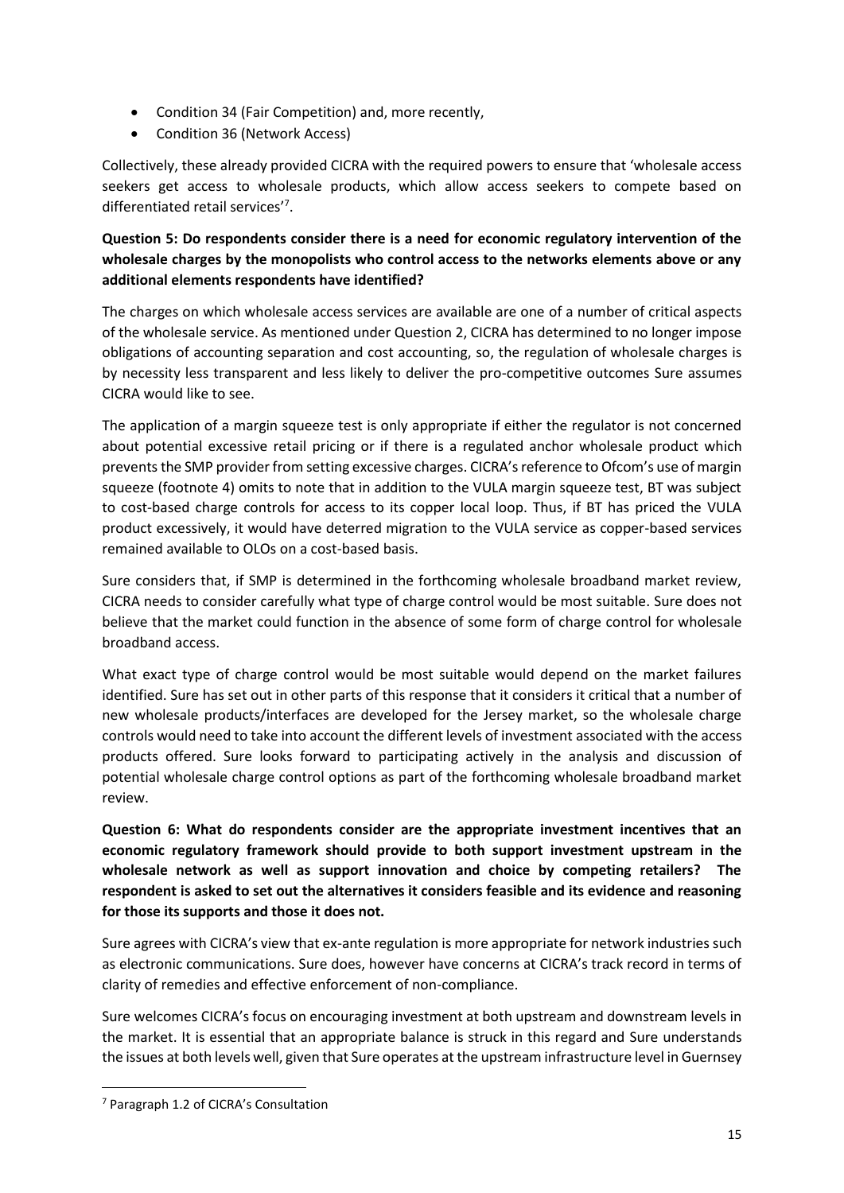- Condition 34 (Fair Competition) and, more recently,
- Condition 36 (Network Access)

Collectively, these already provided CICRA with the required powers to ensure that 'wholesale access seekers get access to wholesale products, which allow access seekers to compete based on differentiated retail services'[7].

**Question 5: Do respondents consider there is a need for economic regulatory intervention of the wholesale charges by the monopolists who control access to the networks elements above or any additional elements respondents have identified?**

The charges on which wholesale access services are available are one of a number of critical aspects of the wholesale service. As mentioned under Question 2, CICRA has determined to no longer impose obligations of accounting separation and cost accounting, so, the regulation of wholesale charges is by necessity less transparent and less likely to deliver the pro-competitive outcomes Sure assumes CICRA would like to see.

The application of a margin squeeze test is only appropriate if either the regulator is not concerned about potential excessive retail pricing or if there is a regulated anchor wholesale product which prevents the SMP provider from setting excessive charges. CICRA's reference to Ofcom's use of margin squeeze (footnote 4) omits to note that in addition to the VULA margin squeeze test, BT was subject to cost-based charge controls for access to its copper local loop. Thus, if BT has priced the VULA product excessively, it would have deterred migration to the VULA service as copper-based services remained available to OLOs on a cost-based basis.

Sure considers that, if SMP is determined in the forthcoming wholesale broadband market review, CICRA needs to consider carefully what type of charge control would be most suitable. Sure does not believe that the market could function in the absence of some form of charge control for wholesale broadband access.

What exact type of charge control would be most suitable would depend on the market failures identified. Sure has set out in other parts of this response that it considers it critical that a number of new wholesale products/interfaces are developed for the Jersey market, so the wholesale charge controls would need to take into account the different levels of investment associated with the access products offered. Sure looks forward to participating actively in the analysis and discussion of potential wholesale charge control options as part of the forthcoming wholesale broadband market review.

**Question 6: What do respondents consider are the appropriate investment incentives that an economic regulatory framework should provide to both support investment upstream in the wholesale network as well as support innovation and choice by competing retailers? The respondent is asked to set out the alternatives it considers feasible and its evidence and reasoning for those its supports and those it does not.**

Sure agrees with CICRA's view that ex-ante regulation is more appropriate for network industries such as electronic communications. Sure does, however have concerns at CICRA's track record in terms of clarity of remedies and effective enforcement of non-compliance.

Sure welcomes CICRA's focus on encouraging investment at both upstream and downstream levels in the market. It is essential that an appropriate balance is struck in this regard and Sure understands the issues at both levels well, given that Sure operates at the upstream infrastructure level in Guernsey

[7] Paragraph 1.2 of CICRA's Consultation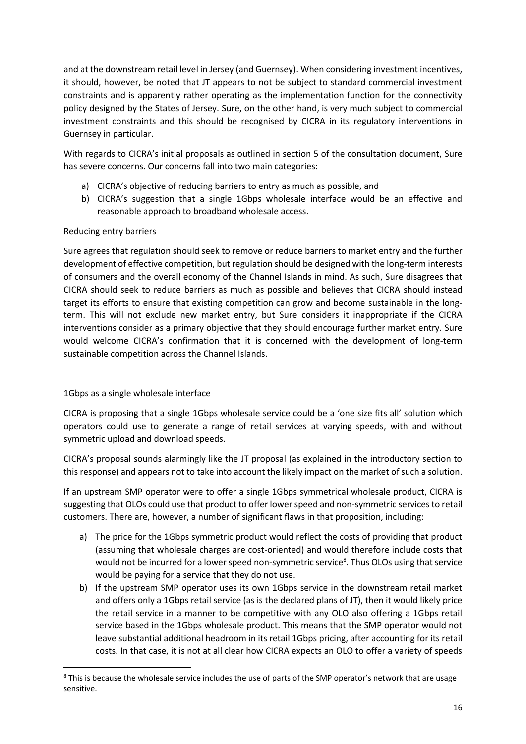and at the downstream retail level in Jersey (and Guernsey). When considering investment incentives, it should, however, be noted that JT appears to not be subject to standard commercial investment constraints and is apparently rather operating as the implementation function for the connectivity policy designed by the States of Jersey. Sure, on the other hand, is very much subject to commercial investment constraints and this should be recognised by CICRA in its regulatory interventions in Guernsey in particular.

With regards to CICRA's initial proposals as outlined in section 5 of the consultation document, Sure has severe concerns. Our concerns fall into two main categories:

a) CICRA's objective of reducing barriers to entry as much as possible, and
b) CICRA's suggestion that a single 1Gbps wholesale interface would be an effective and reasonable approach to broadband wholesale access.

<u>Reducing entry barriers</u>

Sure agrees that regulation should seek to remove or reduce barriers to market entry and the further development of effective competition, but regulation should be designed with the long-term interests of consumers and the overall economy of the Channel Islands in mind. As such, Sure disagrees that CICRA should seek to reduce barriers as much as possible and believes that CICRA should instead target its efforts to ensure that existing competition can grow and become sustainable in the long-term. This will not exclude new market entry, but Sure considers it inappropriate if the CICRA interventions consider as a primary objective that they should encourage further market entry. Sure would welcome CICRA's confirmation that it is concerned with the development of long-term sustainable competition across the Channel Islands.

<u>1Gbps as a single wholesale interface</u>

CICRA is proposing that a single 1Gbps wholesale service could be a 'one size fits all' solution which operators could use to generate a range of retail services at varying speeds, with and without symmetric upload and download speeds.

CICRA's proposal sounds alarmingly like the JT proposal (as explained in the introductory section to this response) and appears not to take into account the likely impact on the market of such a solution.

If an upstream SMP operator were to offer a single 1Gbps symmetrical wholesale product, CICRA is suggesting that OLOs could use that product to offer lower speed and non-symmetric services to retail customers. There are, however, a number of significant flaws in that proposition, including:

a) The price for the 1Gbps symmetric product would reflect the costs of providing that product (assuming that wholesale charges are cost-oriented) and would therefore include costs that would not be incurred for a lower speed non-symmetric service[8]. Thus OLOs using that service would be paying for a service that they do not use.
b) If the upstream SMP operator uses its own 1Gbps service in the downstream retail market and offers only a 1Gbps retail service (as is the declared plans of JT), then it would likely price the retail service in a manner to be competitive with any OLO also offering a 1Gbps retail service based in the 1Gbps wholesale product. This means that the SMP operator would not leave substantial additional headroom in its retail 1Gbps pricing, after accounting for its retail costs. In that case, it is not at all clear how CICRA expects an OLO to offer a variety of speeds

[8] This is because the wholesale service includes the use of parts of the SMP operator's network that are usage sensitive.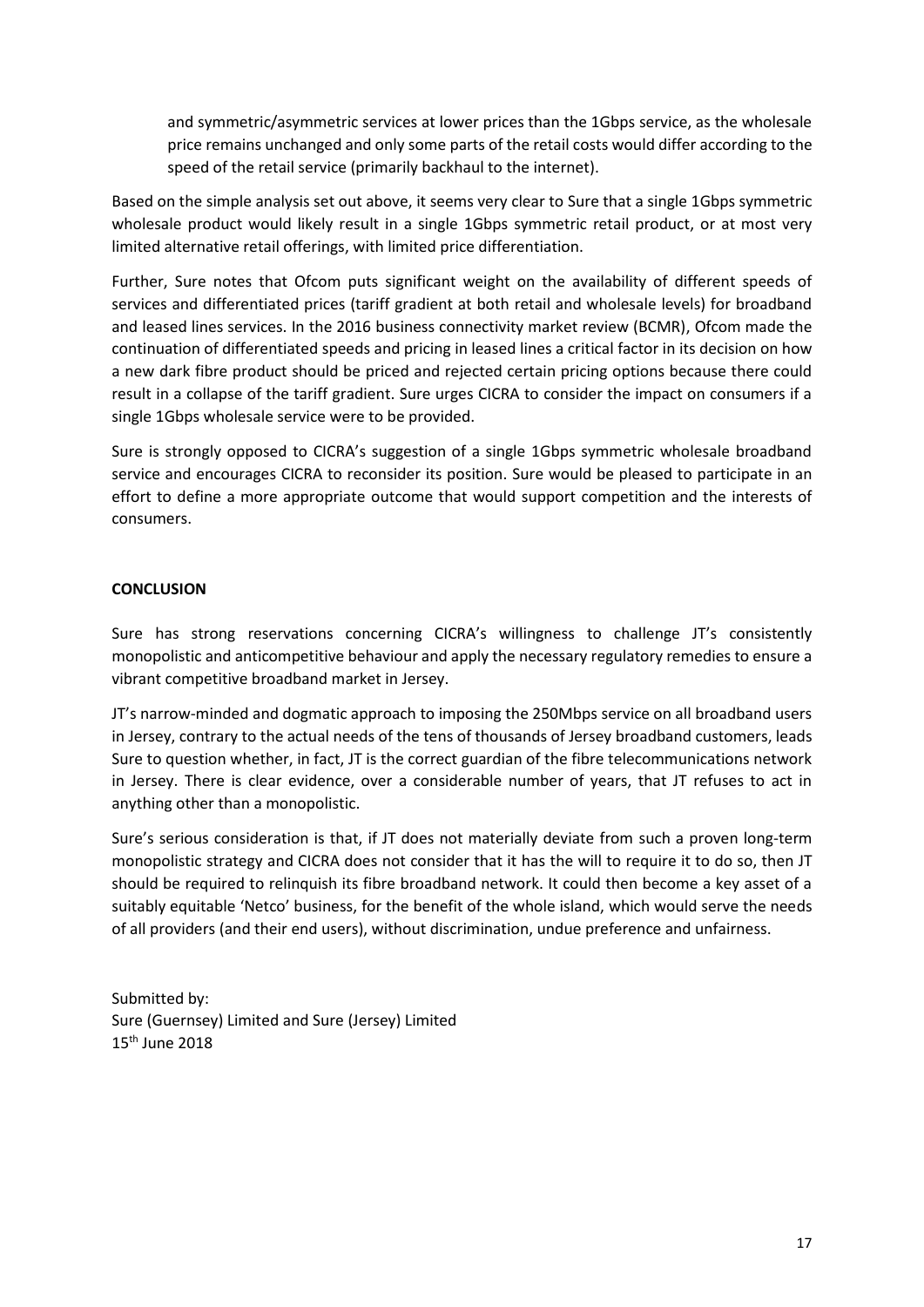and symmetric/asymmetric services at lower prices than the 1Gbps service, as the wholesale price remains unchanged and only some parts of the retail costs would differ according to the speed of the retail service (primarily backhaul to the internet).

Based on the simple analysis set out above, it seems very clear to Sure that a single 1Gbps symmetric wholesale product would likely result in a single 1Gbps symmetric retail product, or at most very limited alternative retail offerings, with limited price differentiation.

Further, Sure notes that Ofcom puts significant weight on the availability of different speeds of services and differentiated prices (tariff gradient at both retail and wholesale levels) for broadband and leased lines services. In the 2016 business connectivity market review (BCMR), Ofcom made the continuation of differentiated speeds and pricing in leased lines a critical factor in its decision on how a new dark fibre product should be priced and rejected certain pricing options because there could result in a collapse of the tariff gradient. Sure urges CICRA to consider the impact on consumers if a single 1Gbps wholesale service were to be provided.

Sure is strongly opposed to CICRA's suggestion of a single 1Gbps symmetric wholesale broadband service and encourages CICRA to reconsider its position. Sure would be pleased to participate in an effort to define a more appropriate outcome that would support competition and the interests of consumers.

**CONCLUSION**

Sure has strong reservations concerning CICRA's willingness to challenge JT's consistently monopolistic and anticompetitive behaviour and apply the necessary regulatory remedies to ensure a vibrant competitive broadband market in Jersey.

JT's narrow-minded and dogmatic approach to imposing the 250Mbps service on all broadband users in Jersey, contrary to the actual needs of the tens of thousands of Jersey broadband customers, leads Sure to question whether, in fact, JT is the correct guardian of the fibre telecommunications network in Jersey. There is clear evidence, over a considerable number of years, that JT refuses to act in anything other than a monopolistic.

Sure's serious consideration is that, if JT does not materially deviate from such a proven long-term monopolistic strategy and CICRA does not consider that it has the will to require it to do so, then JT should be required to relinquish its fibre broadband network. It could then become a key asset of a suitably equitable 'Netco' business, for the benefit of the whole island, which would serve the needs of all providers (and their end users), without discrimination, undue preference and unfairness.

Submitted by:
Sure (Guernsey) Limited and Sure (Jersey) Limited
15th June 2018